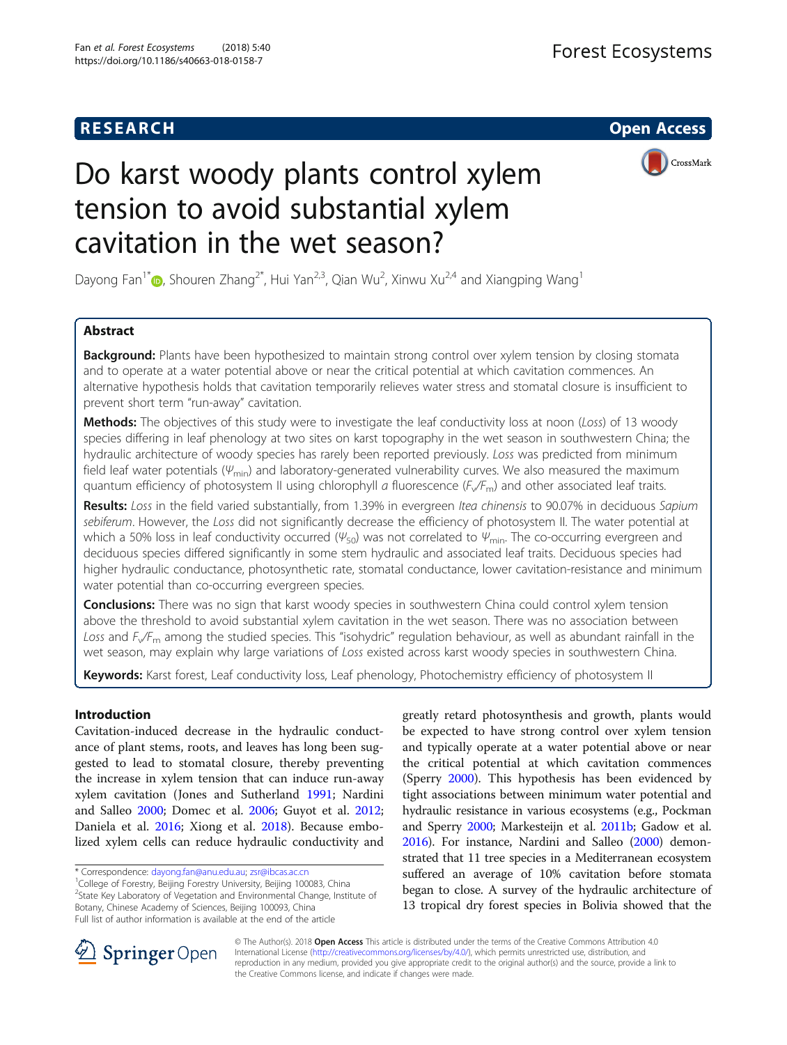**RESEARCH** **Open Access**

# Do karst woody plants control xylem tension to avoid substantial xylem cavitation in the wet season?

Dayong Fan[1*], Shouren Zhang[2*], Hui Yan[2,3], Qian Wu[2], Xinwu Xu[2,4] and Xiangping Wang[1]

## Abstract

**Background:** Plants have been hypothesized to maintain strong control over xylem tension by closing stomata and to operate at a water potential above or near the critical potential at which cavitation commences. An alternative hypothesis holds that cavitation temporarily relieves water stress and stomatal closure is insufficient to prevent short term "run-away" cavitation.

**Methods:** The objectives of this study were to investigate the leaf conductivity loss at noon (*Loss*) of 13 woody species differing in leaf phenology at two sites on karst topography in the wet season in southwestern China; the hydraulic architecture of woody species has rarely been reported previously. *Loss* was predicted from minimum field leaf water potentials ($\Psi_{min}$) and laboratory-generated vulnerability curves. We also measured the maximum quantum efficiency of photosystem II using chlorophyll *a* fluorescence ($F_v/F_m$) and other associated leaf traits.

**Results:** *Loss* in the field varied substantially, from 1.39% in evergreen *Itea chinensis* to 90.07% in deciduous *Sapium sebiferum*. However, the *Loss* did not significantly decrease the efficiency of photosystem II. The water potential at which a 50% loss in leaf conductivity occurred ($\Psi_{50}$) was not correlated to $\Psi_{min}$. The co-occurring evergreen and deciduous species differed significantly in some stem hydraulic and associated leaf traits. Deciduous species had higher hydraulic conductance, photosynthetic rate, stomatal conductance, lower cavitation-resistance and minimum water potential than co-occurring evergreen species.

**Conclusions:** There was no sign that karst woody species in southwestern China could control xylem tension above the threshold to avoid substantial xylem cavitation in the wet season. There was no association between *Loss* and $F_v/F_m$ among the studied species. This "isohydric" regulation behaviour, as well as abundant rainfall in the wet season, may explain why large variations of *Loss* existed across karst woody species in southwestern China.

**Keywords:** Karst forest, Leaf conductivity loss, Leaf phenology, Photochemistry efficiency of photosystem II

## Introduction

Cavitation-induced decrease in the hydraulic conductance of plant stems, roots, and leaves has long been suggested to lead to stomatal closure, thereby preventing the increase in xylem tension that can induce run-away xylem cavitation (Jones and Sutherland 1991; Nardini and Salleo 2000; Domec et al. 2006; Guyot et al. 2012; Daniela et al. 2016; Xiong et al. 2018). Because embolized xylem cells can reduce hydraulic conductivity and greatly retard photosynthesis and growth, plants would be expected to have strong control over xylem tension and typically operate at a water potential above or near the critical potential at which cavitation commences (Sperry 2000). This hypothesis has been evidenced by tight associations between minimum water potential and hydraulic resistance in various ecosystems (e.g., Pockman and Sperry 2000; Markesteijn et al. 2011b; Gadow et al. 2016). For instance, Nardini and Salleo (2000) demonstrated that 11 tree species in a Mediterranean ecosystem suffered an average of 10% cavitation before stomata began to close. A survey of the hydraulic architecture of 13 tropical dry forest species in Bolivia showed that the

* Correspondence: dayong.fan@anu.edu.au; zsr@ibcas.ac.cn
[1]College of Forestry, Beijing Forestry University, Beijing 100083, China
[2]State Key Laboratory of Vegetation and Environmental Change, Institute of Botany, Chinese Academy of Sciences, Beijing 100093, China
Full list of author information is available at the end of the article

© The Author(s). 2018 **Open Access** This article is distributed under the terms of the Creative Commons Attribution 4.0 International License (http://creativecommons.org/licenses/by/4.0/), which permits unrestricted use, distribution, and reproduction in any medium, provided you give appropriate credit to the original author(s) and the source, provide a link to the Creative Commons license, and indicate if changes were made.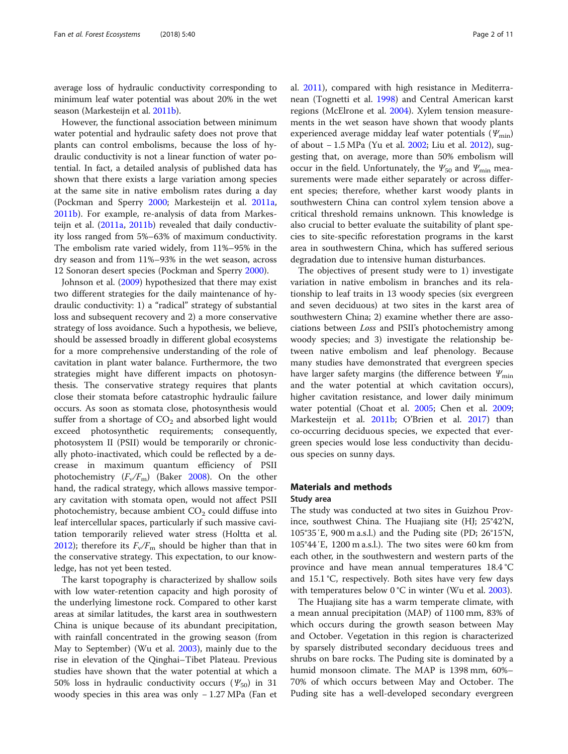average loss of hydraulic conductivity corresponding to minimum leaf water potential was about 20% in the wet season (Markesteijn et al. 2011b).

However, the functional association between minimum water potential and hydraulic safety does not prove that plants can control embolisms, because the loss of hydraulic conductivity is not a linear function of water potential. In fact, a detailed analysis of published data has shown that there exists a large variation among species at the same site in native embolism rates during a day (Pockman and Sperry 2000; Markesteijn et al. 2011a, 2011b). For example, re-analysis of data from Markesteijn et al. (2011a, 2011b) revealed that daily conductivity loss ranged from 5%–63% of maximum conductivity. The embolism rate varied widely, from 11%–95% in the dry season and from 11%–93% in the wet season, across 12 Sonoran desert species (Pockman and Sperry 2000).

Johnson et al. (2009) hypothesized that there may exist two different strategies for the daily maintenance of hydraulic conductivity: 1) a "radical" strategy of substantial loss and subsequent recovery and 2) a more conservative strategy of loss avoidance. Such a hypothesis, we believe, should be assessed broadly in different global ecosystems for a more comprehensive understanding of the role of cavitation in plant water balance. Furthermore, the two strategies might have different impacts on photosynthesis. The conservative strategy requires that plants close their stomata before catastrophic hydraulic failure occurs. As soon as stomata close, photosynthesis would suffer from a shortage of $CO_2$ and absorbed light would exceed photosynthetic requirements; consequently, photosystem II (PSII) would be temporarily or chronically photo-inactivated, which could be reflected by a decrease in maximum quantum efficiency of PSII photochemistry ($F_v/F_m$) (Baker 2008). On the other hand, the radical strategy, which allows massive temporary cavitation with stomata open, would not affect PSII photochemistry, because ambient $CO_2$ could diffuse into leaf intercellular spaces, particularly if such massive cavitation temporarily relieved water stress (Holtta et al. 2012); therefore its $F_v/F_m$ should be higher than that in the conservative strategy. This expectation, to our knowledge, has not yet been tested.

The karst topography is characterized by shallow soils with low water-retention capacity and high porosity of the underlying limestone rock. Compared to other karst areas at similar latitudes, the karst area in southwestern China is unique because of its abundant precipitation, with rainfall concentrated in the growing season (from May to September) (Wu et al. 2003), mainly due to the rise in elevation of the Qinghai–Tibet Plateau. Previous studies have shown that the water potential at which a 50% loss in hydraulic conductivity occurs ($\Psi_{50}$) in 31 woody species in this area was only − 1.27 MPa (Fan et al. 2011), compared with high resistance in Mediterranean (Tognetti et al. 1998) and Central American karst regions (McElrone et al. 2004). Xylem tension measurements in the wet season have shown that woody plants experienced average midday leaf water potentials ($\Psi_{min}$) of about − 1.5 MPa (Yu et al. 2002; Liu et al. 2012), suggesting that, on average, more than 50% embolism will occur in the field. Unfortunately, the $\Psi_{50}$ and $\Psi_{min}$ measurements were made either separately or across different species; therefore, whether karst woody plants in southwestern China can control xylem tension above a critical threshold remains unknown. This knowledge is also crucial to better evaluate the suitability of plant species to site-specific reforestation programs in the karst area in southwestern China, which has suffered serious degradation due to intensive human disturbances.

The objectives of present study were to 1) investigate variation in native embolism in branches and its relationship to leaf traits in 13 woody species (six evergreen and seven deciduous) at two sites in the karst area of southwestern China; 2) examine whether there are associations between *Loss* and PSII's photochemistry among woody species; and 3) investigate the relationship between native embolism and leaf phenology. Because many studies have demonstrated that evergreen species have larger safety margins (the difference between $\Psi_{min}$ and the water potential at which cavitation occurs), higher cavitation resistance, and lower daily minimum water potential (Choat et al. 2005; Chen et al. 2009; Markesteijn et al. 2011b; O'Brien et al. 2017) than co-occurring deciduous species, we expected that evergreen species would lose less conductivity than deciduous species on sunny days.

## Materials and methods

### Study area

The study was conducted at two sites in Guizhou Province, southwest China. The Huajiang site (HJ; 25°42′N, 105°35′E, 900 m a.s.l.) and the Puding site (PD; 26°15′N, 105°44′E, 1200 m a.s.l.). The two sites were 60 km from each other, in the southwestern and western parts of the province and have mean annual temperatures 18.4 °C and 15.1 °C, respectively. Both sites have very few days with temperatures below 0 °C in winter (Wu et al. 2003).

The Huajiang site has a warm temperate climate, with a mean annual precipitation (MAP) of 1100 mm, 83% of which occurs during the growth season between May and October. Vegetation in this region is characterized by sparsely distributed secondary deciduous trees and shrubs on bare rocks. The Puding site is dominated by a humid monsoon climate. The MAP is 1398 mm, 60%–70% of which occurs between May and October. The Puding site has a well-developed secondary evergreen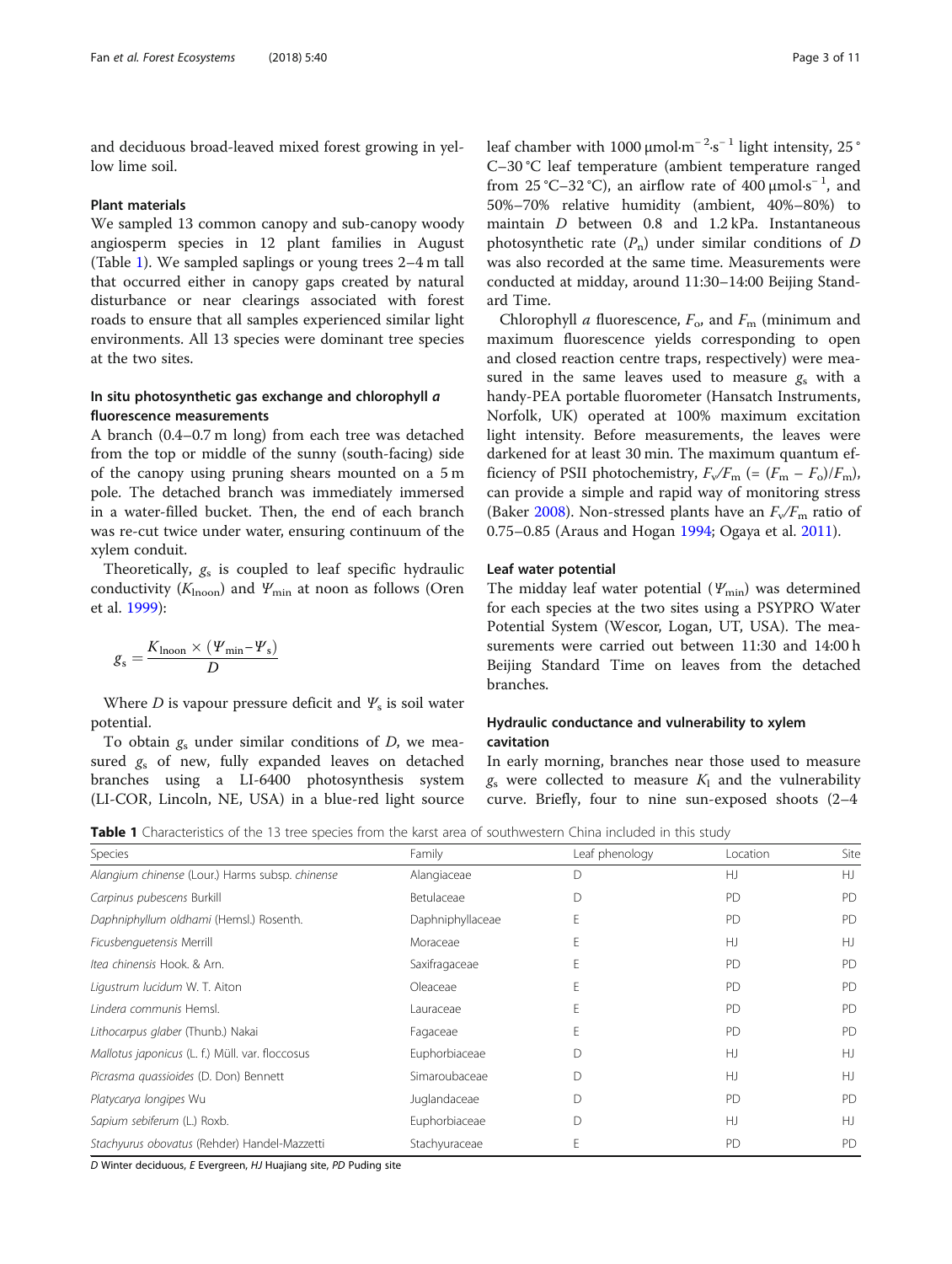and deciduous broad-leaved mixed forest growing in yellow lime soil.

### Plant materials

We sampled 13 common canopy and sub-canopy woody angiosperm species in 12 plant families in August (Table 1). We sampled saplings or young trees 2–4 m tall that occurred either in canopy gaps created by natural disturbance or near clearings associated with forest roads to ensure that all samples experienced similar light environments. All 13 species were dominant tree species at the two sites.

### In situ photosynthetic gas exchange and chlorophyll *a* fluorescence measurements

A branch (0.4–0.7 m long) from each tree was detached from the top or middle of the sunny (south-facing) side of the canopy using pruning shears mounted on a 5 m pole. The detached branch was immediately immersed in a water-filled bucket. Then, the end of each branch was re-cut twice under water, ensuring continuum of the xylem conduit.

Theoretically, $g_s$ is coupled to leaf specific hydraulic conductivity ($K_{lnoon}$) and $\Psi_{min}$ at noon as follows (Oren et al. 1999):

$$g_s = \frac{K_{lnoon} \times (\Psi_{min} - \Psi_s)}{D}$$

Where $D$ is vapour pressure deficit and $\Psi_s$ is soil water potential.

To obtain $g_s$ under similar conditions of $D$, we measured $g_s$ of new, fully expanded leaves on detached branches using a LI-6400 photosynthesis system (LI-COR, Lincoln, NE, USA) in a blue-red light source leaf chamber with 1000 $\mu mol \cdot m^{-2} \cdot s^{-1}$ light intensity, 25 °C–30 °C leaf temperature (ambient temperature ranged from 25 °C–32 °C), an airflow rate of 400 $\mu mol \cdot s^{-1}$, and 50%–70% relative humidity (ambient, 40%–80%) to maintain $D$ between 0.8 and 1.2 kPa. Instantaneous photosynthetic rate ($P_n$) under similar conditions of $D$ was also recorded at the same time. Measurements were conducted at midday, around 11:30–14:00 Beijing Standard Time.

Chlorophyll *a* fluorescence, $F_o$, and $F_m$ (minimum and maximum fluorescence yields corresponding to open and closed reaction centre traps, respectively) were measured in the same leaves used to measure $g_s$ with a handy-PEA portable fluorometer (Hansatch Instruments, Norfolk, UK) operated at 100% maximum excitation light intensity. Before measurements, the leaves were darkened for at least 30 min. The maximum quantum efficiency of PSII photochemistry, $F_v/F_m$ (= $(F_m - F_o)/F_m$), can provide a simple and rapid way of monitoring stress (Baker 2008). Non-stressed plants have an $F_v/F_m$ ratio of 0.75–0.85 (Araus and Hogan 1994; Ogaya et al. 2011).

### Leaf water potential

The midday leaf water potential ($\Psi_{min}$) was determined for each species at the two sites using a PSYPRO Water Potential System (Wescor, Logan, UT, USA). The measurements were carried out between 11:30 and 14:00 h Beijing Standard Time on leaves from the detached branches.

### Hydraulic conductance and vulnerability to xylem cavitation

In early morning, branches near those used to measure $g_s$ were collected to measure $K_l$ and the vulnerability curve. Briefly, four to nine sun-exposed shoots (2–4

**Table 1** Characteristics of the 13 tree species from the karst area of southwestern China included in this study

| Species | Family | Leaf phenology | Location | Site |
|---|---|---|---|---|
| *Alangium chinense* (Lour.) Harms subsp. *chinense* | Alangiaceae | D | HJ | HJ |
| *Carpinus pubescens* Burkill | Betulaceae | D | PD | PD |
| *Daphniphyllum oldhami* (Hemsl.) Rosenth. | Daphniphyllaceae | E | PD | PD |
| *Ficusbenguetensis* Merrill | Moraceae | E | HJ | HJ |
| *Itea chinensis* Hook. & Arn. | Saxifragaceae | E | PD | PD |
| *Ligustrum lucidum* W. T. Aiton | Oleaceae | E | PD | PD |
| *Lindera communis* Hemsl. | Lauraceae | E | PD | PD |
| *Lithocarpus glaber* (Thunb.) Nakai | Fagaceae | E | PD | PD |
| *Mallotus japonicus* (L. f.) Müll. var. *floccosus* | Euphorbiaceae | D | HJ | HJ |
| *Picrasma quassioides* (D. Don) Bennett | Simaroubaceae | D | HJ | HJ |
| *Platycarya longipes* Wu | Juglandaceae | D | PD | PD |
| *Sapium sebiferum* (L.) Roxb. | Euphorbiaceae | D | HJ | HJ |
| *Stachyurus obovatus* (Rehder) Handel-Mazzetti | Stachyuraceae | E | PD | PD |

*D* Winter deciduous, *E* Evergreen, *HJ* Huajiang site, *PD* Puding site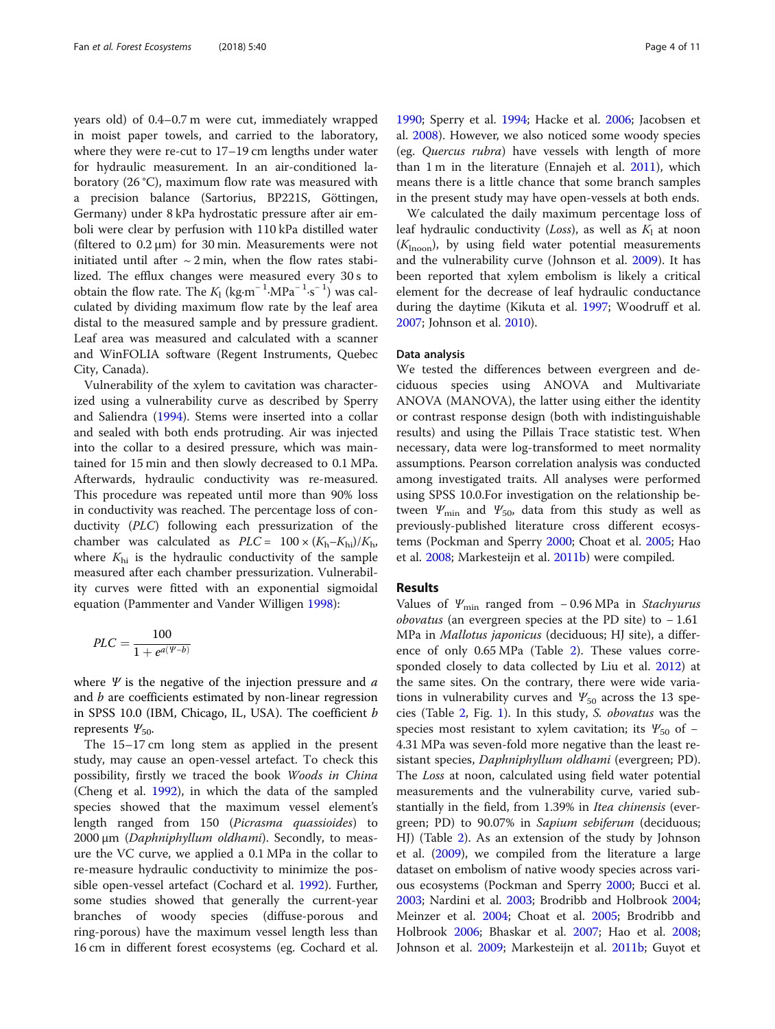years old) of 0.4–0.7 m were cut, immediately wrapped in moist paper towels, and carried to the laboratory, where they were re-cut to 17–19 cm lengths under water for hydraulic measurement. In an air-conditioned laboratory (26 °C), maximum flow rate was measured with a precision balance (Sartorius, BP221S, Göttingen, Germany) under 8 kPa hydrostatic pressure after air emboli were clear by perfusion with 110 kPa distilled water (filtered to 0.2 μm) for 30 min. Measurements were not initiated until after ~ 2 min, when the flow rates stabilized. The efflux changes were measured every 30 s to obtain the flow rate. The $K_l$ ($kg \cdot m^{-1} \cdot MPa^{-1} \cdot s^{-1}$) was calculated by dividing maximum flow rate by the leaf area distal to the measured sample and by pressure gradient. Leaf area was measured and calculated with a scanner and WinFOLIA software (Regent Instruments, Quebec City, Canada).

Vulnerability of the xylem to cavitation was characterized using a vulnerability curve as described by Sperry and Saliendra (1994). Stems were inserted into a collar and sealed with both ends protruding. Air was injected into the collar to a desired pressure, which was maintained for 15 min and then slowly decreased to 0.1 MPa. Afterwards, hydraulic conductivity was re-measured. This procedure was repeated until more than 90% loss in conductivity was reached. The percentage loss of conductivity (*PLC*) following each pressurization of the chamber was calculated as $PLC = 100 \times (K_h - K_{hi})/K_h$, where $K_{hi}$ is the hydraulic conductivity of the sample measured after each chamber pressurization. Vulnerability curves were fitted with an exponential sigmoidal equation (Pammenter and Vander Willigen 1998):

$$PLC = \frac{100}{1 + e^{a(\Psi - b)}}$$

where $\Psi$ is the negative of the injection pressure and $a$ and $b$ are coefficients estimated by non-linear regression in SPSS 10.0 (IBM, Chicago, IL, USA). The coefficient $b$ represents $\Psi_{50}$.

The 15–17 cm long stem as applied in the present study, may cause an open-vessel artefact. To check this possibility, firstly we traced the book *Woods in China* (Cheng et al. 1992), in which the data of the sampled species showed that the maximum vessel element's length ranged from 150 (*Picrasma quassioides*) to 2000 μm (*Daphniphyllum oldhami*). Secondly, to measure the VC curve, we applied a 0.1 MPa in the collar to re-measure hydraulic conductivity to minimize the possible open-vessel artefact (Cochard et al. 1992). Further, some studies showed that generally the current-year branches of woody species (diffuse-porous and ring-porous) have the maximum vessel length less than 16 cm in different forest ecosystems (eg. Cochard et al. 1990; Sperry et al. 1994; Hacke et al. 2006; Jacobsen et al. 2008). However, we also noticed some woody species (eg. *Quercus rubra*) have vessels with length of more than 1 m in the literature (Ennajeh et al. 2011), which means there is a little chance that some branch samples in the present study may have open-vessels at both ends.

We calculated the daily maximum percentage loss of leaf hydraulic conductivity (*Loss*), as well as $K_l$ at noon ($K_{lnoon}$), by using field water potential measurements and the vulnerability curve (Johnson et al. 2009). It has been reported that xylem embolism is likely a critical element for the decrease of leaf hydraulic conductance during the daytime (Kikuta et al. 1997; Woodruff et al. 2007; Johnson et al. 2010).

### Data analysis

We tested the differences between evergreen and deciduous species using ANOVA and Multivariate ANOVA (MANOVA), the latter using either the identity or contrast response design (both with indistinguishable results) and using the Pillais Trace statistic test. When necessary, data were log-transformed to meet normality assumptions. Pearson correlation analysis was conducted among investigated traits. All analyses were performed using SPSS 10.0.For investigation on the relationship between $\Psi_{min}$ and $\Psi_{50}$, data from this study as well as previously-published literature cross different ecosystems (Pockman and Sperry 2000; Choat et al. 2005; Hao et al. 2008; Markesteijn et al. 2011b) were compiled.

## Results

Values of $\Psi_{min}$ ranged from − 0.96 MPa in *Stachyurus obovatus* (an evergreen species at the PD site) to − 1.61 MPa in *Mallotus japonicus* (deciduous; HJ site), a difference of only 0.65 MPa (Table 2). These values corresponded closely to data collected by Liu et al. 2012) at the same sites. On the contrary, there were wide variations in vulnerability curves and $\Psi_{50}$ across the 13 species (Table 2, Fig. 1). In this study, *S. obovatus* was the species most resistant to xylem cavitation; its $\Psi_{50}$ of − 4.31 MPa was seven-fold more negative than the least resistant species, *Daphniphyllum oldhami* (evergreen; PD). The *Loss* at noon, calculated using field water potential measurements and the vulnerability curve, varied substantially in the field, from 1.39% in *Itea chinensis* (evergreen; PD) to 90.07% in *Sapium sebiferum* (deciduous; HJ) (Table 2). As an extension of the study by Johnson et al. (2009), we compiled from the literature a large dataset on embolism of native woody species across various ecosystems (Pockman and Sperry 2000; Bucci et al. 2003; Nardini et al. 2003; Brodribb and Holbrook 2004; Meinzer et al. 2004; Choat et al. 2005; Brodribb and Holbrook 2006; Bhaskar et al. 2007; Hao et al. 2008; Johnson et al. 2009; Markesteijn et al. 2011b; Guyot et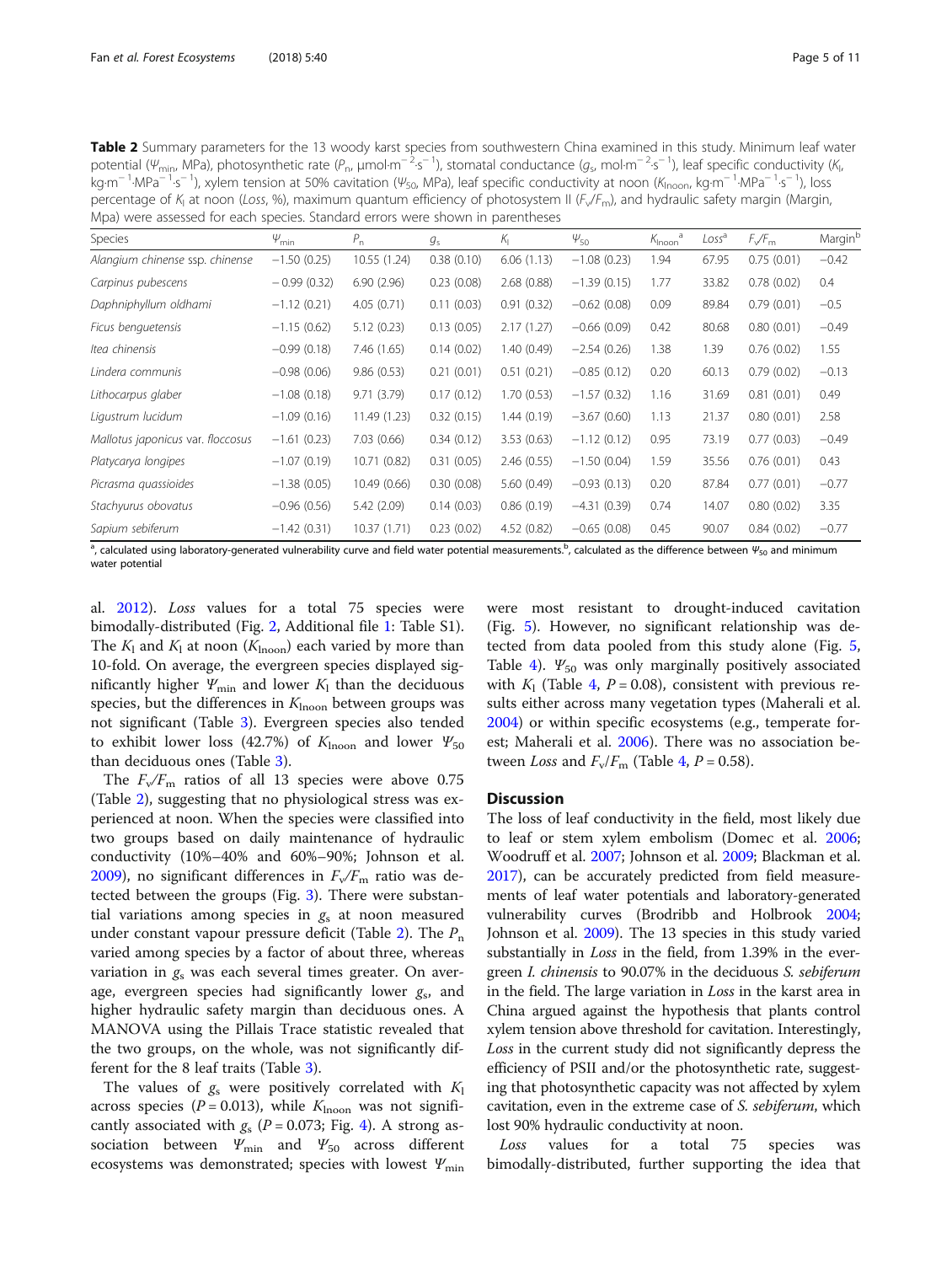**Table 2** Summary parameters for the 13 woody karst species from southwestern China examined in this study. Minimum leaf water potential ($\Psi_{min}$, MPa), photosynthetic rate ($P_n$, μmol·m$^{-2}$·s$^{-1}$), stomatal conductance ($g_s$, mol·m$^{-2}$·s$^{-1}$), leaf specific conductivity ($K_l$, kg·m$^{-1}$·MPa$^{-1}$·s$^{-1}$), xylem tension at 50% cavitation ($\Psi_{50}$, MPa), leaf specific conductivity at noon ($K_{lnoon}$, kg·m$^{-1}$·MPa$^{-1}$·s$^{-1}$), loss percentage of $K_l$ at noon (*Loss*, %), maximum quantum efficiency of photosystem II ($F_v/F_m$), and hydraulic safety margin (Margin, Mpa) were assessed for each species. Standard errors were shown in parentheses

| Species | $\Psi_{min}$ | $P_n$ | $g_s$ | $K_l$ | $\Psi_{50}$ | $K_{lnoon}$ [a] | *Loss* [a] | $F_v/F_m$ | Margin [b] |
|---|---|---|---|---|---|---|---|---|---|
| *Alangium chinense* ssp. *chinense* | −1.50 (0.25) | 10.55 (1.24) | 0.38 (0.10) | 6.06 (1.13) | −1.08 (0.23) | 1.94 | 67.95 | 0.75 (0.01) | −0.42 |
| *Carpinus pubescens* | −0.99 (0.32) | 6.90 (2.96) | 0.23 (0.08) | 2.68 (0.88) | −1.39 (0.15) | 1.77 | 33.82 | 0.78 (0.02) | 0.4 |
| *Daphniphyllum oldhami* | −1.12 (0.21) | 4.05 (0.71) | 0.11 (0.03) | 0.91 (0.32) | −0.62 (0.08) | 0.09 | 89.84 | 0.79 (0.01) | −0.5 |
| *Ficus benguetensis* | −1.15 (0.62) | 5.12 (0.23) | 0.13 (0.05) | 2.17 (1.27) | −0.66 (0.09) | 0.42 | 80.68 | 0.80 (0.01) | −0.49 |
| *Itea chinensis* | −0.99 (0.18) | 7.46 (1.65) | 0.14 (0.02) | 1.40 (0.49) | −2.54 (0.26) | 1.38 | 1.39 | 0.76 (0.02) | 1.55 |
| *Lindera communis* | −0.98 (0.06) | 9.86 (0.53) | 0.21 (0.01) | 0.51 (0.21) | −0.85 (0.12) | 0.20 | 60.13 | 0.79 (0.02) | −0.13 |
| *Lithocarpus glaber* | −1.08 (0.18) | 9.71 (3.79) | 0.17 (0.12) | 1.70 (0.53) | −1.57 (0.32) | 1.16 | 31.69 | 0.81 (0.01) | 0.49 |
| *Ligustrum lucidum* | −1.09 (0.16) | 11.49 (1.23) | 0.32 (0.15) | 1.44 (0.19) | −3.67 (0.60) | 1.13 | 21.37 | 0.80 (0.01) | 2.58 |
| *Mallotus japonicus* var. *floccosus* | −1.61 (0.23) | 7.03 (0.66) | 0.34 (0.12) | 3.53 (0.63) | −1.12 (0.12) | 0.95 | 73.19 | 0.77 (0.03) | −0.49 |
| *Platycarya longipes* | −1.07 (0.19) | 10.71 (0.82) | 0.31 (0.05) | 2.46 (0.55) | −1.50 (0.04) | 1.59 | 35.56 | 0.76 (0.01) | 0.43 |
| *Picrasma quassioides* | −1.38 (0.05) | 10.49 (0.66) | 0.30 (0.08) | 5.60 (0.49) | −0.93 (0.13) | 0.20 | 87.84 | 0.77 (0.01) | −0.77 |
| *Stachyurus obovatus* | −0.96 (0.56) | 5.42 (2.09) | 0.14 (0.03) | 0.86 (0.19) | −4.31 (0.39) | 0.74 | 14.07 | 0.80 (0.02) | 3.35 |
| *Sapium sebiferum* | −1.42 (0.31) | 10.37 (1.71) | 0.23 (0.02) | 4.52 (0.82) | −0.65 (0.08) | 0.45 | 90.07 | 0.84 (0.02) | −0.77 |

[a], calculated using laboratory-generated vulnerability curve and field water potential measurements. [b], calculated as the difference between $\Psi_{50}$ and minimum water potential

al. 2012). *Loss* values for a total 75 species were bimodally-distributed (Fig. 2, Additional file 1: Table S1). The $K_l$ and $K_l$ at noon ($K_{lnoon}$) each varied by more than 10-fold. On average, the evergreen species displayed significantly higher $\Psi_{min}$ and lower $K_l$ than the deciduous species, but the differences in $K_{lnoon}$ between groups was not significant (Table 3). Evergreen species also tended to exhibit lower loss (42.7%) of $K_{lnoon}$ and lower $\Psi_{50}$ than deciduous ones (Table 3).

The $F_v/F_m$ ratios of all 13 species were above 0.75 (Table 2), suggesting that no physiological stress was experienced at noon. When the species were classified into two groups based on daily maintenance of hydraulic conductivity (10%–40% and 60%–90%; Johnson et al. 2009), no significant differences in $F_v/F_m$ ratio was detected between the groups (Fig. 3). There were substantial variations among species in $g_s$ at noon measured under constant vapour pressure deficit (Table 2). The $P_n$ varied among species by a factor of about three, whereas variation in $g_s$ was each several times greater. On average, evergreen species had significantly lower $g_s$, and higher hydraulic safety margin than deciduous ones. A MANOVA using the Pillais Trace statistic revealed that the two groups, on the whole, was not significantly different for the 8 leaf traits (Table 3).

The values of $g_s$ were positively correlated with $K_l$ across species ($P = 0.013$), while $K_{lnoon}$ was not significantly associated with $g_s$ ($P = 0.073$; Fig. 4). A strong association between $\Psi_{min}$ and $\Psi_{50}$ across different ecosystems was demonstrated; species with lowest $\Psi_{min}$ were most resistant to drought-induced cavitation (Fig. 5). However, no significant relationship was detected from data pooled from this study alone (Fig. 5, Table 4). $\Psi_{50}$ was only marginally positively associated with $K_l$ (Table 4, $P = 0.08$), consistent with previous results either across many vegetation types (Maherali et al. 2004) or within specific ecosystems (e.g., temperate forest; Maherali et al. 2006). There was no association between *Loss* and $F_v/F_m$ (Table 4, $P = 0.58$).

## Discussion

The loss of leaf conductivity in the field, most likely due to leaf or stem xylem embolism (Domec et al. 2006; Woodruff et al. 2007; Johnson et al. 2009; Blackman et al. 2017), can be accurately predicted from field measurements of leaf water potentials and laboratory-generated vulnerability curves (Brodribb and Holbrook 2004; Johnson et al. 2009). The 13 species in this study varied substantially in *Loss* in the field, from 1.39% in the evergreen *I. chinensis* to 90.07% in the deciduous *S. sebiferum* in the field. The large variation in *Loss* in the karst area in China argued against the hypothesis that plants control xylem tension above threshold for cavitation. Interestingly, *Loss* in the current study did not significantly depress the efficiency of PSII and/or the photosynthetic rate, suggesting that photosynthetic capacity was not affected by xylem cavitation, even in the extreme case of *S. sebiferum*, which lost 90% hydraulic conductivity at noon.

*Loss* values for a total 75 species was bimodally-distributed, further supporting the idea that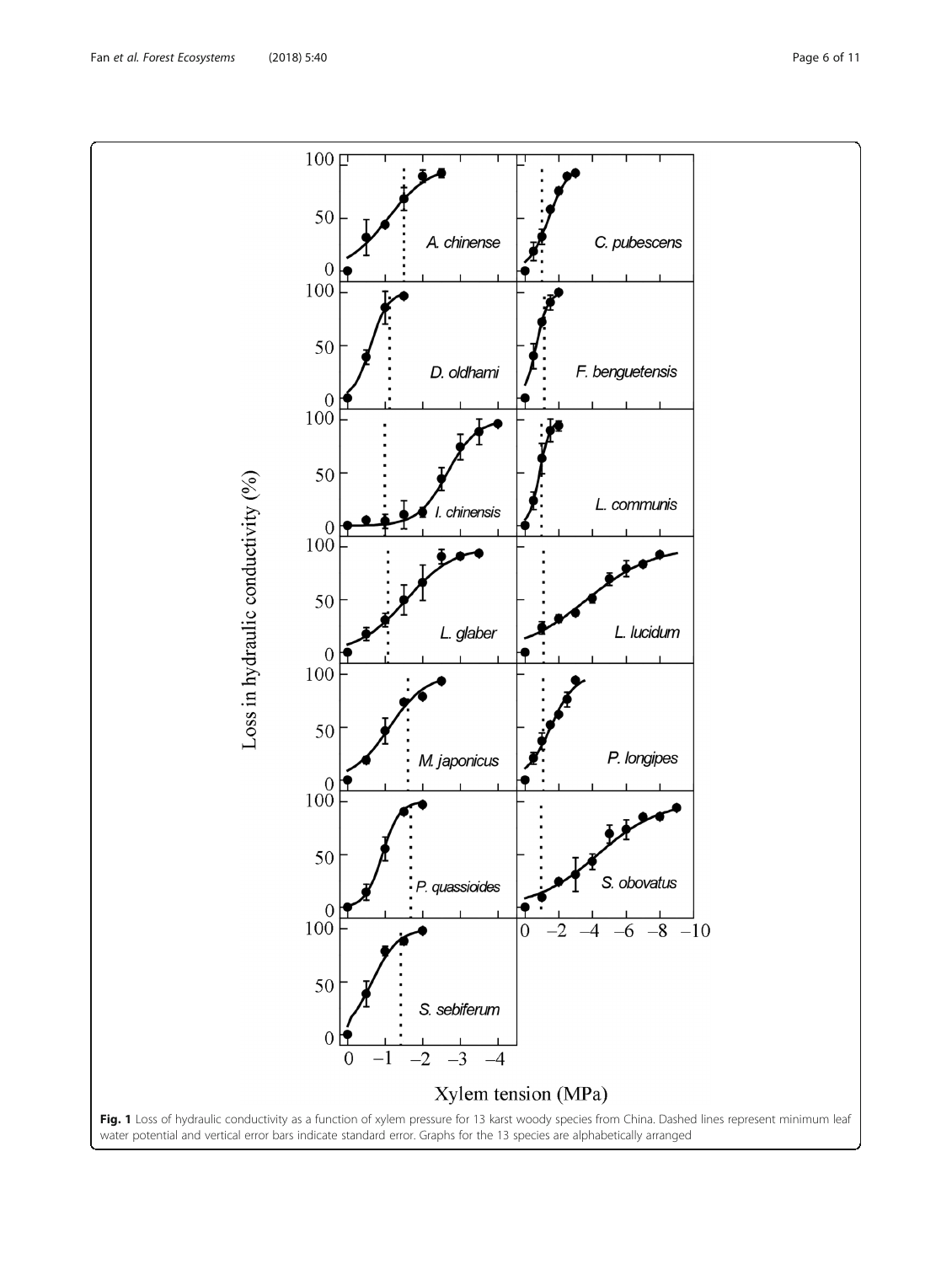**Fig. 1** Loss of hydraulic conductivity as a function of xylem pressure for 13 karst woody species from China. Dashed lines represent minimum leaf water potential and vertical error bars indicate standard error. Graphs for the 13 species are alphabetically arranged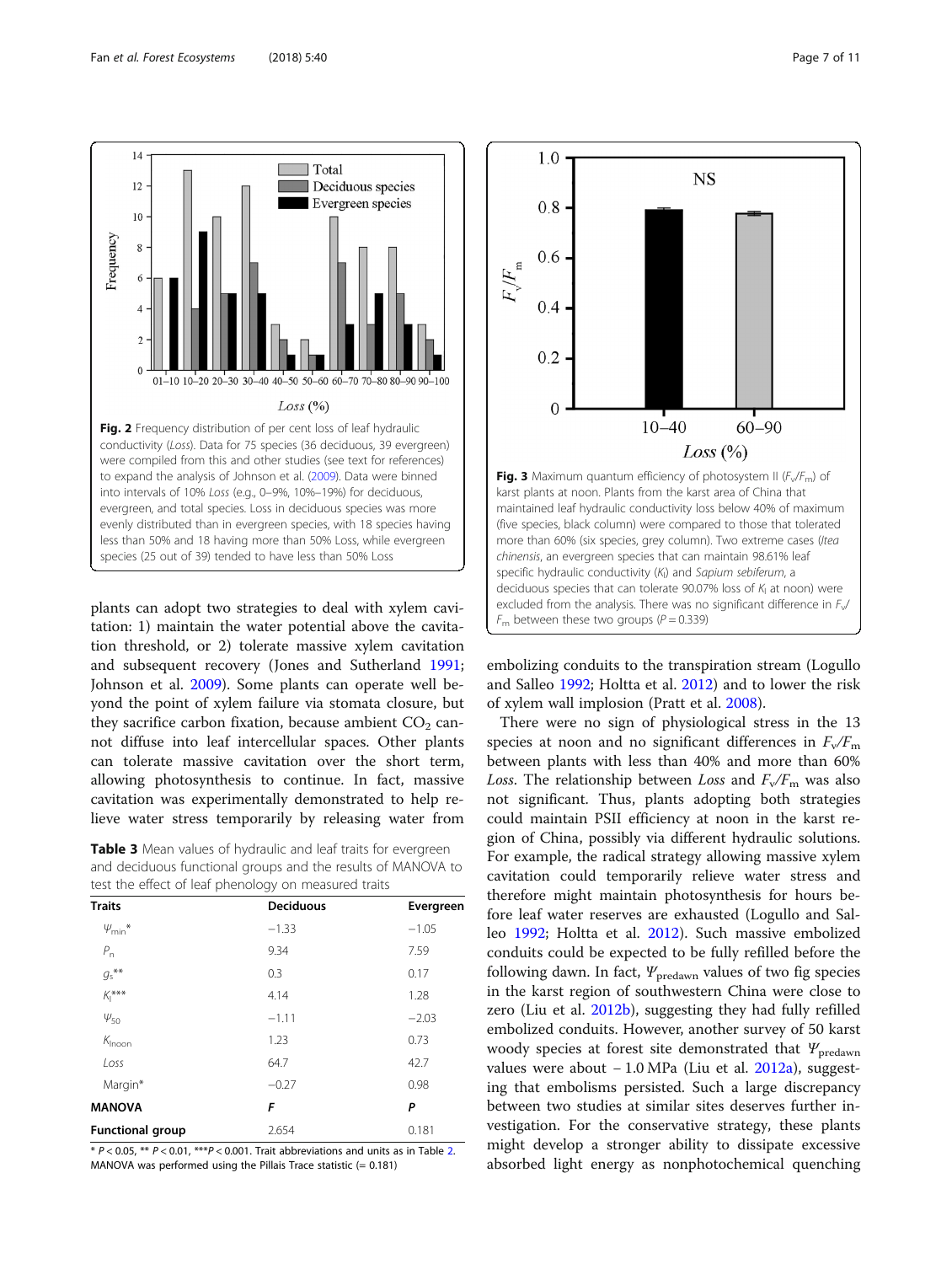**Fig. 2** Frequency distribution of per cent loss of leaf hydraulic conductivity (*Loss*). Data for 75 species (36 deciduous, 39 evergreen) were compiled from this and other studies (see text for references) to expand the analysis of Johnson et al. (2009). Data were binned into intervals of 10% *Loss* (e.g., 0–9%, 10%–19%) for deciduous, evergreen, and total species. Loss in deciduous species was more evenly distributed than in evergreen species, with 18 species having less than 50% and 18 having more than 50% Loss, while evergreen species (25 out of 39) tended to have less than 50% Loss

**Fig. 3** Maximum quantum efficiency of photosystem II ($F_v/F_m$) of karst plants at noon. Plants from the karst area of China that maintained leaf hydraulic conductivity loss below 40% of maximum (five species, black column) were compared to those that tolerated more than 60% (six species, grey column). Two extreme cases (*Itea chinensis*, an evergreen species that can maintain 98.61% leaf specific hydraulic conductivity ($K_l$) and *Sapium sebiferum*, a deciduous species that can tolerate 90.07% loss of $K_l$ at noon) were excluded from the analysis. There was no significant difference in $F_v/F_m$ between these two groups ($P = 0.339$)

plants can adopt two strategies to deal with xylem cavitation: 1) maintain the water potential above the cavitation threshold, or 2) tolerate massive xylem cavitation and subsequent recovery (Jones and Sutherland 1991; Johnson et al. 2009). Some plants can operate well beyond the point of xylem failure via stomata closure, but they sacrifice carbon fixation, because ambient $CO_2$ cannot diffuse into leaf intercellular spaces. Other plants can tolerate massive cavitation over the short term, allowing photosynthesis to continue. In fact, massive cavitation was experimentally demonstrated to help relieve water stress temporarily by releasing water from embolizing conduits to the transpiration stream (Logullo and Salleo 1992; Holtta et al. 2012) and to lower the risk of xylem wall implosion (Pratt et al. 2008).

**Table 3** Mean values of hydraulic and leaf traits for evergreen and deciduous functional groups and the results of MANOVA to test the effect of leaf phenology on measured traits

| Traits | Deciduous | Evergreen |
|---|---|---|
| $\Psi_{min}$* | −1.33 | −1.05 |
| $P_n$ | 9.34 | 7.59 |
| $g_s$** | 0.3 | 0.17 |
| $K_l$*** | 4.14 | 1.28 |
| $\Psi_{50}$ | −1.11 | −2.03 |
| $K_{lnoon}$ | 1.23 | 0.73 |
| *Loss* | 64.7 | 42.7 |
| Margin* | −0.27 | 0.98 |
| **MANOVA** | ***F*** | ***P*** |
| **Functional group** | 2.654 | 0.181 |

* $P < 0.05$, ** $P < 0.01$, *** $P < 0.001$. Trait abbreviations and units as in Table 2. MANOVA was performed using the Pillais Trace statistic (= 0.181)

There were no sign of physiological stress in the 13 species at noon and no significant differences in $F_v/F_m$ between plants with less than 40% and more than 60% *Loss*. The relationship between *Loss* and $F_v/F_m$ was also not significant. Thus, plants adopting both strategies could maintain PSII efficiency at noon in the karst region of China, possibly via different hydraulic solutions. For example, the radical strategy allowing massive xylem cavitation could temporarily relieve water stress and therefore might maintain photosynthesis for hours before leaf water reserves are exhausted (Logullo and Salleo 1992; Holtta et al. 2012). Such massive embolized conduits could be expected to be fully refilled before the following dawn. In fact, $\Psi_{predawn}$ values of two fig species in the karst region of southwestern China were close to zero (Liu et al. 2012b), suggesting they had fully refilled embolized conduits. However, another survey of 50 karst woody species at forest site demonstrated that $\Psi_{predawn}$ values were about − 1.0 MPa (Liu et al. 2012a), suggesting that embolisms persisted. Such a large discrepancy between two studies at similar sites deserves further investigation. For the conservative strategy, these plants might develop a stronger ability to dissipate excessive absorbed light energy as nonphotochemical quenching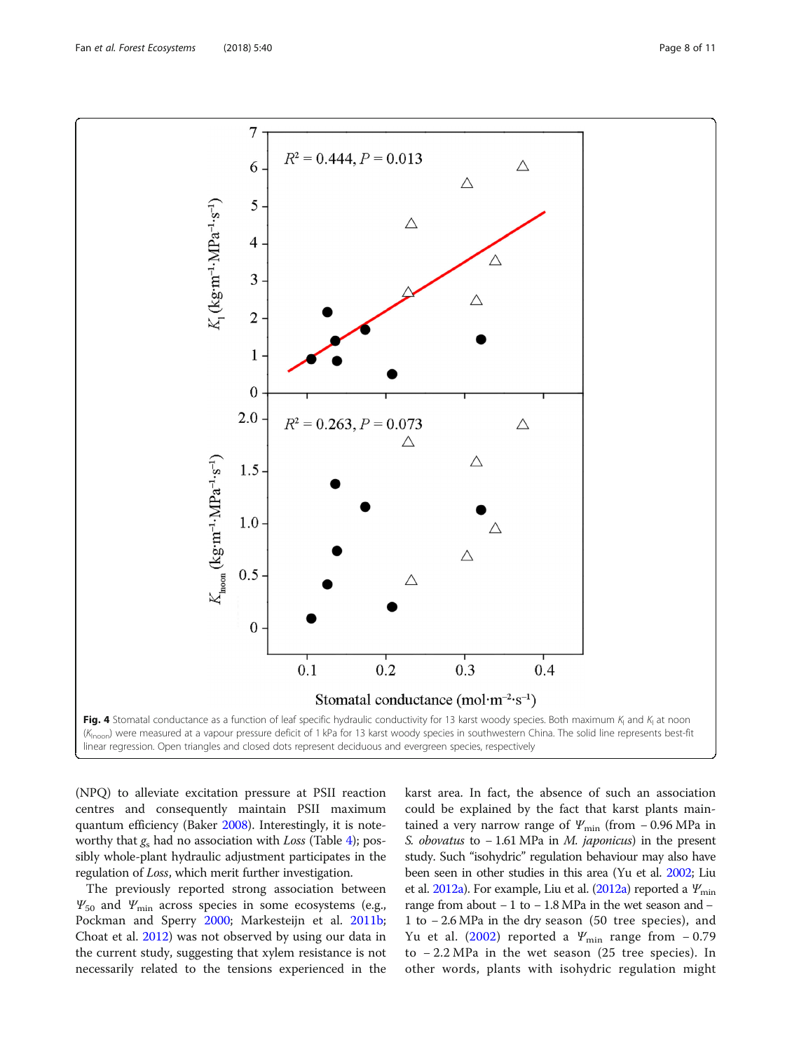**Fig. 4** Stomatal conductance as a function of leaf specific hydraulic conductivity for 13 karst woody species. Both maximum $K_l$ and $K_l$ at noon ($K_{lnoon}$) were measured at a vapour pressure deficit of 1 kPa for 13 karst woody species in southwestern China. The solid line represents best-fit linear regression. Open triangles and closed dots represent deciduous and evergreen species, respectively

(NPQ) to alleviate excitation pressure at PSII reaction centres and consequently maintain PSII maximum quantum efficiency (Baker 2008). Interestingly, it is noteworthy that $g_s$ had no association with *Loss* (Table 4); possibly whole-plant hydraulic adjustment participates in the regulation of *Loss*, which merit further investigation.

The previously reported strong association between $\Psi_{50}$ and $\Psi_{min}$ across species in some ecosystems (e.g., Pockman and Sperry 2000; Markesteijn et al. 2011b; Choat et al. 2012) was not observed by using our data in the current study, suggesting that xylem resistance is not necessarily related to the tensions experienced in the karst area. In fact, the absence of such an association could be explained by the fact that karst plants maintained a very narrow range of $\Psi_{min}$ (from − 0.96 MPa in *S. obovatus* to − 1.61 MPa in *M. japonicus*) in the present study. Such "isohydric" regulation behaviour may also have been seen in other studies in this area (Yu et al. 2002; Liu et al. 2012a). For example, Liu et al. (2012a) reported a $\Psi_{min}$ range from about − 1 to − 1.8 MPa in the wet season and − 1 to − 2.6 MPa in the dry season (50 tree species), and Yu et al. (2002) reported a $\Psi_{min}$ range from − 0.79 to − 2.2 MPa in the wet season (25 tree species). In other words, plants with isohydric regulation might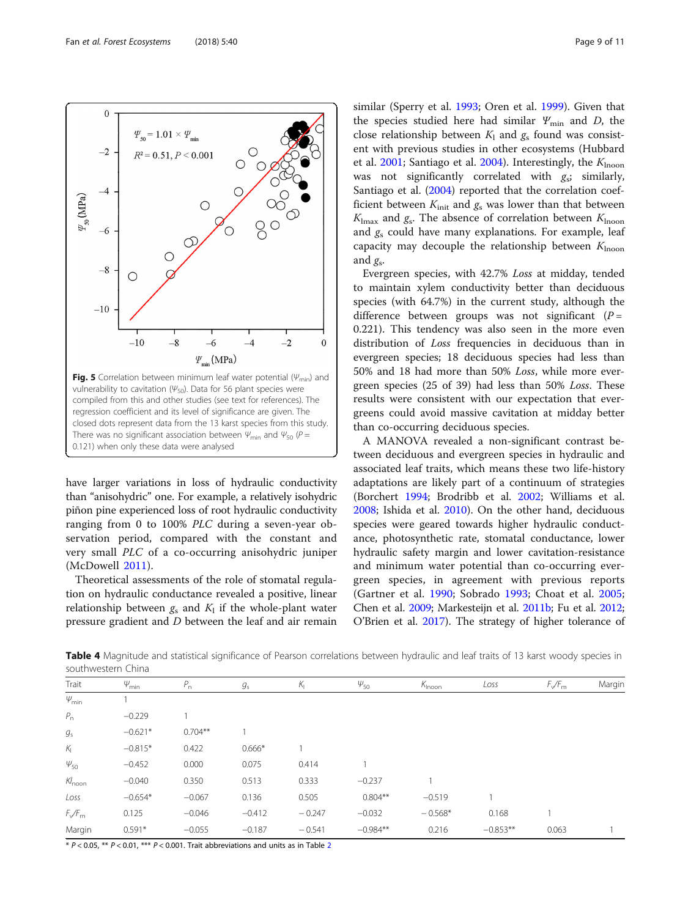**Fig. 5** Correlation between minimum leaf water potential ($\Psi_{min}$) and vulnerability to cavitation ($\Psi_{50}$). Data for 56 plant species were compiled from this and other studies (see text for references). The regression coefficient and its level of significance are given. The closed dots represent data from the 13 karst species from this study. There was no significant association between $\Psi_{min}$ and $\Psi_{50}$ ($P$ = 0.121) when only these data were analysed

have larger variations in loss of hydraulic conductivity than "anisohydric" one. For example, a relatively isohydric piñon pine experienced loss of root hydraulic conductivity ranging from 0 to 100% *PLC* during a seven-year observation period, compared with the constant and very small *PLC* of a co-occurring anisohydric juniper (McDowell 2011).

Theoretical assessments of the role of stomatal regulation on hydraulic conductance revealed a positive, linear relationship between $g_s$ and $K_l$ if the whole-plant water pressure gradient and $D$ between the leaf and air remain similar (Sperry et al. 1993; Oren et al. 1999). Given that the species studied here had similar $\Psi_{min}$ and $D$, the close relationship between $K_l$ and $g_s$ found was consistent with previous studies in other ecosystems (Hubbard et al. 2001; Santiago et al. 2004). Interestingly, the $K_{lnoon}$ was not significantly correlated with $g_s$; similarly, Santiago et al. (2004) reported that the correlation coefficient between $K_{init}$ and $g_s$ was lower than that between $K_{lmax}$ and $g_s$. The absence of correlation between $K_{lnoon}$ and $g_s$ could have many explanations. For example, leaf capacity may decouple the relationship between $K_{lnoon}$ and $g_s$.

Evergreen species, with 42.7% *Loss* at midday, tended to maintain xylem conductivity better than deciduous species (with 64.7%) in the current study, although the difference between groups was not significant ($P$ = 0.221). This tendency was also seen in the more even distribution of *Loss* frequencies in deciduous than in evergreen species; 18 deciduous species had less than 50% and 18 had more than 50% *Loss*, while more evergreen species (25 of 39) had less than 50% *Loss*. These results were consistent with our expectation that evergreens could avoid massive cavitation at midday better than co-occurring deciduous species.

A MANOVA revealed a non-significant contrast between deciduous and evergreen species in hydraulic and associated leaf traits, which means these two life-history adaptations are likely part of a continuum of strategies (Borchert 1994; Brodribb et al. 2002; Williams et al. 2008; Ishida et al. 2010). On the other hand, deciduous species were geared towards higher hydraulic conductance, photosynthetic rate, stomatal conductance, lower hydraulic safety margin and lower cavitation-resistance and minimum water potential than co-occurring evergreen species, in agreement with previous reports (Gartner et al. 1990; Sobrado 1993; Choat et al. 2005; Chen et al. 2009; Markesteijn et al. 2011b; Fu et al. 2012; O'Brien et al. 2017). The strategy of higher tolerance of

**Table 4** Magnitude and statistical significance of Pearson correlations between hydraulic and leaf traits of 13 karst woody species in southwestern China

| Trait | $\Psi_{min}$ | $P_n$ | $g_s$ | $K_l$ | $\Psi_{50}$ | $K_{lnoon}$ | *Loss* | $F_v/F_m$ | Margin |
|---|---|---|---|---|---|---|---|---|---|
| $\Psi_{min}$ | 1 | | | | | | | | |
| $P_n$ | −0.229 | 1 | | | | | | | |
| $g_s$ | −0.621* | 0.704** | 1 | | | | | | |
| $K_l$ | −0.815* | 0.422 | 0.666* | 1 | | | | | |
| $\Psi_{50}$ | −0.452 | 0.000 | 0.075 | 0.414 | 1 | | | | |
| $Kl_{noon}$ | −0.040 | 0.350 | 0.513 | 0.333 | −0.237 | 1 | | | |
| *Loss* | −0.654* | −0.067 | 0.136 | 0.505 | 0.804** | −0.519 | 1 | | |
| $F_v/F_m$ | 0.125 | −0.046 | −0.412 | −0.247 | −0.032 | −0.568* | 0.168 | 1 | |
| Margin | 0.591* | −0.055 | −0.187 | −0.541 | −0.984** | 0.216 | −0.853** | 0.063 | 1 |

\* $P$ < 0.05, \*\* $P$ < 0.01, \*\*\* $P$ < 0.001. Trait abbreviations and units as in Table 2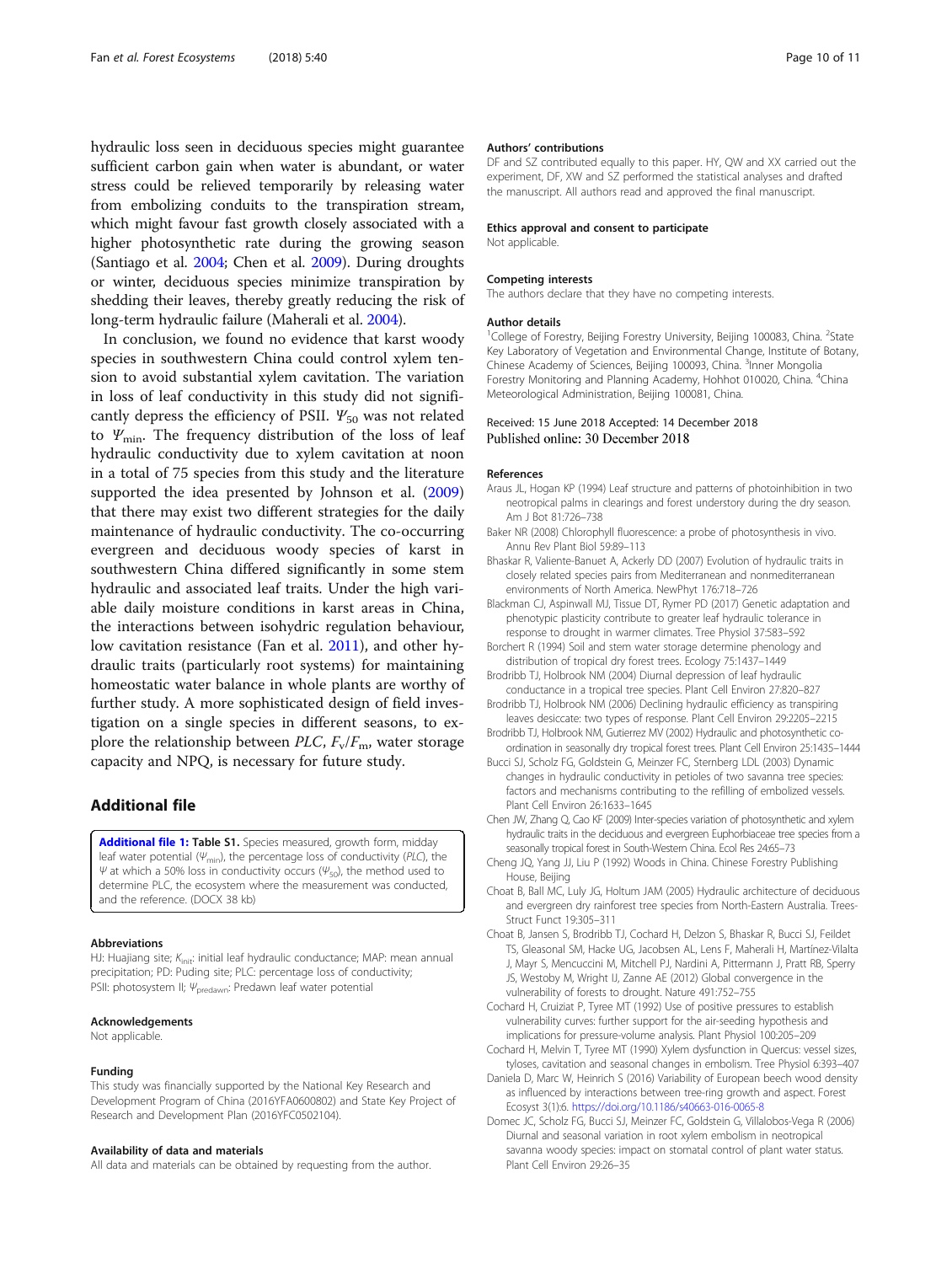hydraulic loss seen in deciduous species might guarantee sufficient carbon gain when water is abundant, or water stress could be relieved temporarily by releasing water from embolizing conduits to the transpiration stream, which might favour fast growth closely associated with a higher photosynthetic rate during the growing season (Santiago et al. 2004; Chen et al. 2009). During droughts or winter, deciduous species minimize transpiration by shedding their leaves, thereby greatly reducing the risk of long-term hydraulic failure (Maherali et al. 2004).

In conclusion, we found no evidence that karst woody species in southwestern China could control xylem tension to avoid substantial xylem cavitation. The variation in loss of leaf conductivity in this study did not significantly depress the efficiency of PSII. $\Psi_{50}$ was not related to $\Psi_{min}$. The frequency distribution of the loss of leaf hydraulic conductivity due to xylem cavitation at noon in a total of 75 species from this study and the literature supported the idea presented by Johnson et al. (2009) that there may exist two different strategies for the daily maintenance of hydraulic conductivity. The co-occurring evergreen and deciduous woody species of karst in southwestern China differed significantly in some stem hydraulic and associated leaf traits. Under the high variable daily moisture conditions in karst areas in China, the interactions between isohydric regulation behaviour, low cavitation resistance (Fan et al. 2011), and other hydraulic traits (particularly root systems) for maintaining homeostatic water balance in whole plants are worthy of further study. A more sophisticated design of field investigation on a single species in different seasons, to explore the relationship between *PLC*, $F_v/F_m$, water storage capacity and NPQ, is necessary for future study.

## Additional file

**Additional file 1: Table S1.** Species measured, growth form, midday leaf water potential ($\Psi_{min}$), the percentage loss of conductivity (*PLC*), the $\Psi$ at which a 50% loss in conductivity occurs ($\Psi_{50}$), the method used to determine PLC, the ecosystem where the measurement was conducted, and the reference. (DOCX 38 kb)

#### Abbreviations

HJ: Huajiang site; $K_{init}$: initial leaf hydraulic conductance; MAP: mean annual precipitation; PD: Puding site; PLC: percentage loss of conductivity; PSII: photosystem II; $\Psi_{predawn}$: Predawn leaf water potential

#### Acknowledgements

Not applicable.

#### Funding

This study was financially supported by the National Key Research and Development Program of China (2016YFA0600802) and State Key Project of Research and Development Plan (2016YFC0502104).

#### Availability of data and materials

All data and materials can be obtained by requesting from the author.

#### Authors' contributions

DF and SZ contributed equally to this paper. HY, QW and XX carried out the experiment, DF, XW and SZ performed the statistical analyses and drafted the manuscript. All authors read and approved the final manuscript.

#### Ethics approval and consent to participate

Not applicable.

#### Competing interests

The authors declare that they have no competing interests.

#### Author details

[1]College of Forestry, Beijing Forestry University, Beijing 100083, China. [2]State Key Laboratory of Vegetation and Environmental Change, Institute of Botany, Chinese Academy of Sciences, Beijing 100093, China. [3]Inner Mongolia Forestry Monitoring and Planning Academy, Hohhot 010020, China. [4]China Meteorological Administration, Beijing 100081, China.

Received: 15 June 2018 Accepted: 14 December 2018
Published online: 30 December 2018

#### References

Araus JL, Hogan KP (1994) Leaf structure and patterns of photoinhibition in two neotropical palms in clearings and forest understory during the dry season. Am J Bot 81:726–738

Baker NR (2008) Chlorophyll fluorescence: a probe of photosynthesis in vivo. Annu Rev Plant Biol 59:89–113

Bhaskar R, Valiente-Banuet A, Ackerly DD (2007) Evolution of hydraulic traits in closely related species pairs from Mediterranean and nonmediterranean environments of North America. NewPhyt 176:718–726

Blackman CJ, Aspinwall MJ, Tissue DT, Rymer PD (2017) Genetic adaptation and phenotypic plasticity contribute to greater leaf hydraulic tolerance in response to drought in warmer climates. Tree Physiol 37:583–592

Borchert R (1994) Soil and stem water storage determine phenology and distribution of tropical dry forest trees. Ecology 75:1437–1449

Brodribb TJ, Holbrook NM (2004) Diurnal depression of leaf hydraulic conductance in a tropical tree species. Plant Cell Environ 27:820–827

Brodribb TJ, Holbrook NM (2006) Declining hydraulic efficiency as transpiring leaves desiccate: two types of response. Plant Cell Environ 29:2205–2215

Brodribb TJ, Holbrook NM, Gutierrez MV (2002) Hydraulic and photosynthetic co-ordination in seasonally dry tropical forest trees. Plant Cell Environ 25:1435–1444

Bucci SJ, Scholz FG, Goldstein G, Meinzer FC, Sternberg LDL (2003) Dynamic changes in hydraulic conductivity in petioles of two savanna tree species: factors and mechanisms contributing to the refilling of embolized vessels. Plant Cell Environ 26:1633–1645

Chen JW, Zhang Q, Cao KF (2009) Inter-species variation of photosynthetic and xylem hydraulic traits in the deciduous and evergreen Euphorbiaceae tree species from a seasonally tropical forest in South-Western China. Ecol Res 24:65–73

Cheng JQ, Yang JJ, Liu P (1992) Woods in China. Chinese Forestry Publishing House, Beijing

Choat B, Ball MC, Luly JG, Holtum JAM (2005) Hydraulic architecture of deciduous and evergreen dry rainforest tree species from North-Eastern Australia. Trees-Struct Funct 19:305–311

Choat B, Jansen S, Brodribb TJ, Cochard H, Delzon S, Bhaskar R, Bucci SJ, Feildet TS, Gleasonal SM, Hacke UG, Jacobsen AL, Lens F, Maherali H, Martínez-Vilalta J, Mayr S, Mencuccini M, Mitchell PJ, Nardini A, Pittermann J, Pratt RB, Sperry JS, Westoby M, Wright IJ, Zanne AE (2012) Global convergence in the vulnerability of forests to drought. Nature 491:752–755

Cochard H, Cruiziat P, Tyree MT (1992) Use of positive pressures to establish vulnerability curves: further support for the air-seeding hypothesis and implications for pressure-volume analysis. Plant Physiol 100:205–209

Cochard H, Melvin T, Tyree MT (1990) Xylem dysfunction in Quercus: vessel sizes, tyloses, cavitation and seasonal changes in embolism. Tree Physiol 6:393–407

Daniela D, Marc W, Heinrich S (2016) Variability of European beech wood density as influenced by interactions between tree-ring growth and aspect. Forest Ecosyst 3(1):6. https://doi.org/10.1186/s40663-016-0065-8

Domec JC, Scholz FG, Bucci SJ, Meinzer FC, Goldstein G, Villalobos-Vega R (2006) Diurnal and seasonal variation in root xylem embolism in neotropical savanna woody species: impact on stomatal control of plant water status. Plant Cell Environ 29:26–35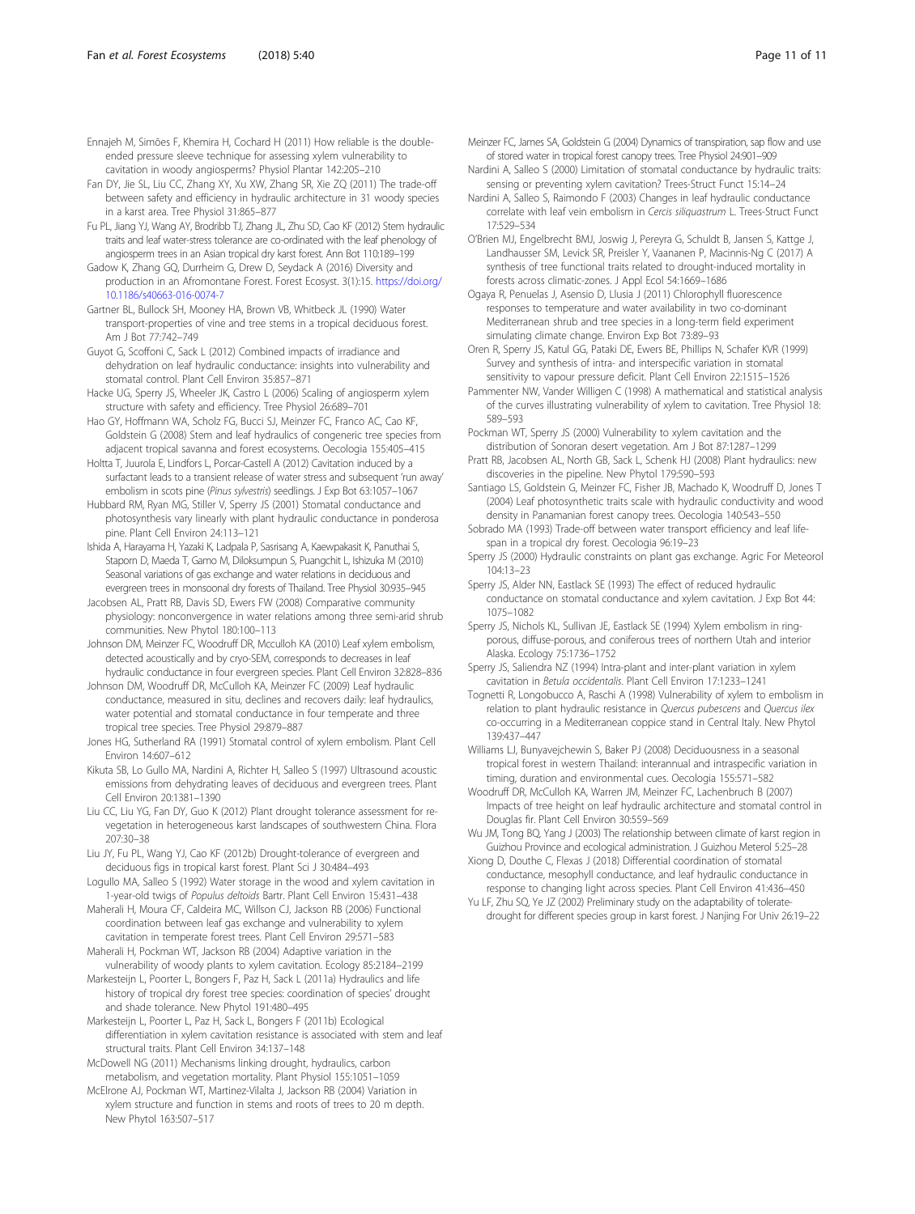Ennajeh M, Simões F, Khemira H, Cochard H (2011) How reliable is the double-ended pressure sleeve technique for assessing xylem vulnerability to cavitation in woody angiosperms? Physiol Plantar 142:205–210

Fan DY, Jie SL, Liu CC, Zhang XY, Xu XW, Zhang SR, Xie ZQ (2011) The trade-off between safety and efficiency in hydraulic architecture in 31 woody species in a karst area. Tree Physiol 31:865–877

Fu PL, Jiang YJ, Wang AY, Brodribb TJ, Zhang JL, Zhu SD, Cao KF (2012) Stem hydraulic traits and leaf water-stress tolerance are co-ordinated with the leaf phenology of angiosperm trees in an Asian tropical dry karst forest. Ann Bot 110:189–199

Gadow K, Zhang GQ, Durrheim G, Drew D, Seydack A (2016) Diversity and production in an Afromontane Forest. Forest Ecosyst. 3(1):15. https://doi.org/10.1186/s40663-016-0074-7

Gartner BL, Bullock SH, Mooney HA, Brown VB, Whitbeck JL (1990) Water transport-properties of vine and tree stems in a tropical deciduous forest. Am J Bot 77:742–749

Guyot G, Scoffoni C, Sack L (2012) Combined impacts of irradiance and dehydration on leaf hydraulic conductance: insights into vulnerability and stomatal control. Plant Cell Environ 35:857–871

Hacke UG, Sperry JS, Wheeler JK, Castro L (2006) Scaling of angiosperm xylem structure with safety and efficiency. Tree Physiol 26:689–701

Hao GY, Hoffmann WA, Scholz FG, Bucci SJ, Meinzer FC, Franco AC, Cao KF, Goldstein G (2008) Stem and leaf hydraulics of congeneric tree species from adjacent tropical savanna and forest ecosystems. Oecologia 155:405–415

Holtta T, Juurola E, Lindfors L, Porcar-Castell A (2012) Cavitation induced by a surfactant leads to a transient release of water stress and subsequent 'run away' embolism in scots pine (*Pinus sylvestris*) seedlings. J Exp Bot 63:1057–1067

Hubbard RM, Ryan MG, Stiller V, Sperry JS (2001) Stomatal conductance and photosynthesis vary linearly with plant hydraulic conductance in ponderosa pine. Plant Cell Environ 24:113–121

Ishida A, Harayama H, Yazaki K, Ladpala P, Sasrisang A, Kaewpakasit K, Panuthai S, Staporn D, Maeda T, Gamo M, Diloksumpun S, Puangchit L, Ishizuka M (2010) Seasonal variations of gas exchange and water relations in deciduous and evergreen trees in monsoonal dry forests of Thailand. Tree Physiol 30:935–945

Jacobsen AL, Pratt RB, Davis SD, Ewers FW (2008) Comparative community physiology: nonconvergence in water relations among three semi-arid shrub communities. New Phytol 180:100–113

Johnson DM, Meinzer FC, Woodruff DR, Mcculloh KA (2010) Leaf xylem embolism, detected acoustically and by cryo-SEM, corresponds to decreases in leaf hydraulic conductance in four evergreen species. Plant Cell Environ 32:828–836

Johnson DM, Woodruff DR, McCulloh KA, Meinzer FC (2009) Leaf hydraulic conductance, measured in situ, declines and recovers daily: leaf hydraulics, water potential and stomatal conductance in four temperate and three tropical tree species. Tree Physiol 29:879–887

Jones HG, Sutherland RA (1991) Stomatal control of xylem embolism. Plant Cell Environ 14:607–612

Kikuta SB, Lo Gullo MA, Nardini A, Richter H, Salleo S (1997) Ultrasound acoustic emissions from dehydrating leaves of deciduous and evergreen trees. Plant Cell Environ 20:1381–1390

Liu CC, Liu YG, Fan DY, Guo K (2012) Plant drought tolerance assessment for re-vegetation in heterogeneous karst landscapes of southwestern China. Flora 207:30–38

Liu JY, Fu PL, Wang YJ, Cao KF (2012b) Drought-tolerance of evergreen and deciduous figs in tropical karst forest. Plant Sci J 30:484–493

Logullo MA, Salleo S (1992) Water storage in the wood and xylem cavitation in 1-year-old twigs of *Populus deltoids* Bartr. Plant Cell Environ 15:431–438

Maherali H, Moura CF, Caldeira MC, Willson CJ, Jackson RB (2006) Functional coordination between leaf gas exchange and vulnerability to xylem cavitation in temperate forest trees. Plant Cell Environ 29:571–583

Maherali H, Pockman WT, Jackson RB (2004) Adaptive variation in the vulnerability of woody plants to xylem cavitation. Ecology 85:2184–2199

Markesteijn L, Poorter L, Bongers F, Paz H, Sack L (2011a) Hydraulics and life history of tropical dry forest tree species: coordination of species' drought and shade tolerance. New Phytol 191:480–495

Markesteijn L, Poorter L, Paz H, Sack L, Bongers F (2011b) Ecological differentiation in xylem cavitation resistance is associated with stem and leaf structural traits. Plant Cell Environ 34:137–148

McDowell NG (2011) Mechanisms linking drought, hydraulics, carbon metabolism, and vegetation mortality. Plant Physiol 155:1051–1059

McElrone AJ, Pockman WT, Martinez-Vilalta J, Jackson RB (2004) Variation in xylem structure and function in stems and roots of trees to 20 m depth. New Phytol 163:507–517

Meinzer FC, James SA, Goldstein G (2004) Dynamics of transpiration, sap flow and use of stored water in tropical forest canopy trees. Tree Physiol 24:901–909

Nardini A, Salleo S (2000) Limitation of stomatal conductance by hydraulic traits: sensing or preventing xylem cavitation? Trees-Struct Funct 15:14–24

Nardini A, Salleo S, Raimondo F (2003) Changes in leaf hydraulic conductance correlate with leaf vein embolism in *Cercis siliquastrum* L. Trees-Struct Funct 17:529–534

O'Brien MJ, Engelbrecht BMJ, Joswig J, Pereyra G, Schuldt B, Jansen S, Kattge J, Landhausser SM, Levick SR, Preisler Y, Vaananen P, Macinnis-Ng C (2017) A synthesis of tree functional traits related to drought-induced mortality in forests across climatic-zones. J Appl Ecol 54:1669–1686

Ogaya R, Penuelas J, Asensio D, Llusia J (2011) Chlorophyll fluorescence responses to temperature and water availability in two co-dominant Mediterranean shrub and tree species in a long-term field experiment simulating climate change. Environ Exp Bot 73:89–93

Oren R, Sperry JS, Katul GG, Pataki DE, Ewers BE, Phillips N, Schafer KVR (1999) Survey and synthesis of intra- and interspecific variation in stomatal sensitivity to vapour pressure deficit. Plant Cell Environ 22:1515–1526

Pammenter NW, Vander Willigen C (1998) A mathematical and statistical analysis of the curves illustrating vulnerability of xylem to cavitation. Tree Physiol 18: 589–593

Pockman WT, Sperry JS (2000) Vulnerability to xylem cavitation and the distribution of Sonoran desert vegetation. Am J Bot 87:1287–1299

Pratt RB, Jacobsen AL, North GB, Sack L, Schenk HJ (2008) Plant hydraulics: new discoveries in the pipeline. New Phytol 179:590–593

Santiago LS, Goldstein G, Meinzer FC, Fisher JB, Machado K, Woodruff D, Jones T (2004) Leaf photosynthetic traits scale with hydraulic conductivity and wood density in Panamanian forest canopy trees. Oecologia 140:543–550

Sobrado MA (1993) Trade-off between water transport efficiency and leaf life-span in a tropical dry forest. Oecologia 96:19–23

Sperry JS (2000) Hydraulic constraints on plant gas exchange. Agric For Meteorol 104:13–23

Sperry JS, Alder NN, Eastlack SE (1993) The effect of reduced hydraulic conductance on stomatal conductance and xylem cavitation. J Exp Bot 44: 1075–1082

Sperry JS, Nichols KL, Sullivan JE, Eastlack SE (1994) Xylem embolism in ring-porous, diffuse-porous, and coniferous trees of northern Utah and interior Alaska. Ecology 75:1736–1752

Sperry JS, Saliendra NZ (1994) Intra-plant and inter-plant variation in xylem cavitation in *Betula occidentalis*. Plant Cell Environ 17:1233–1241

Tognetti R, Longobucco A, Raschi A (1998) Vulnerability of xylem to embolism in relation to plant hydraulic resistance in *Quercus pubescens* and *Quercus ilex* co-occurring in a Mediterranean coppice stand in Central Italy. New Phytol 139:437–447

Williams LJ, Bunyavejchewin S, Baker PJ (2008) Deciduousness in a seasonal tropical forest in western Thailand: interannual and intraspecific variation in timing, duration and environmental cues. Oecologia 155:571–582

Woodruff DR, McCulloh KA, Warren JM, Meinzer FC, Lachenbruch B (2007) Impacts of tree height on leaf hydraulic architecture and stomatal control in Douglas fir. Plant Cell Environ 30:559–569

Wu JM, Tong BQ, Yang J (2003) The relationship between climate of karst region in Guizhou Province and ecological administration. J Guizhou Meterol 5:25–28

Xiong D, Douthe C, Flexas J (2018) Differential coordination of stomatal conductance, mesophyll conductance, and leaf hydraulic conductance in response to changing light across species. Plant Cell Environ 41:436–450

Yu LF, Zhu SQ, Ye JZ (2002) Preliminary study on the adaptability of tolerate-drought for different species group in karst forest. J Nanjing For Univ 26:19–22